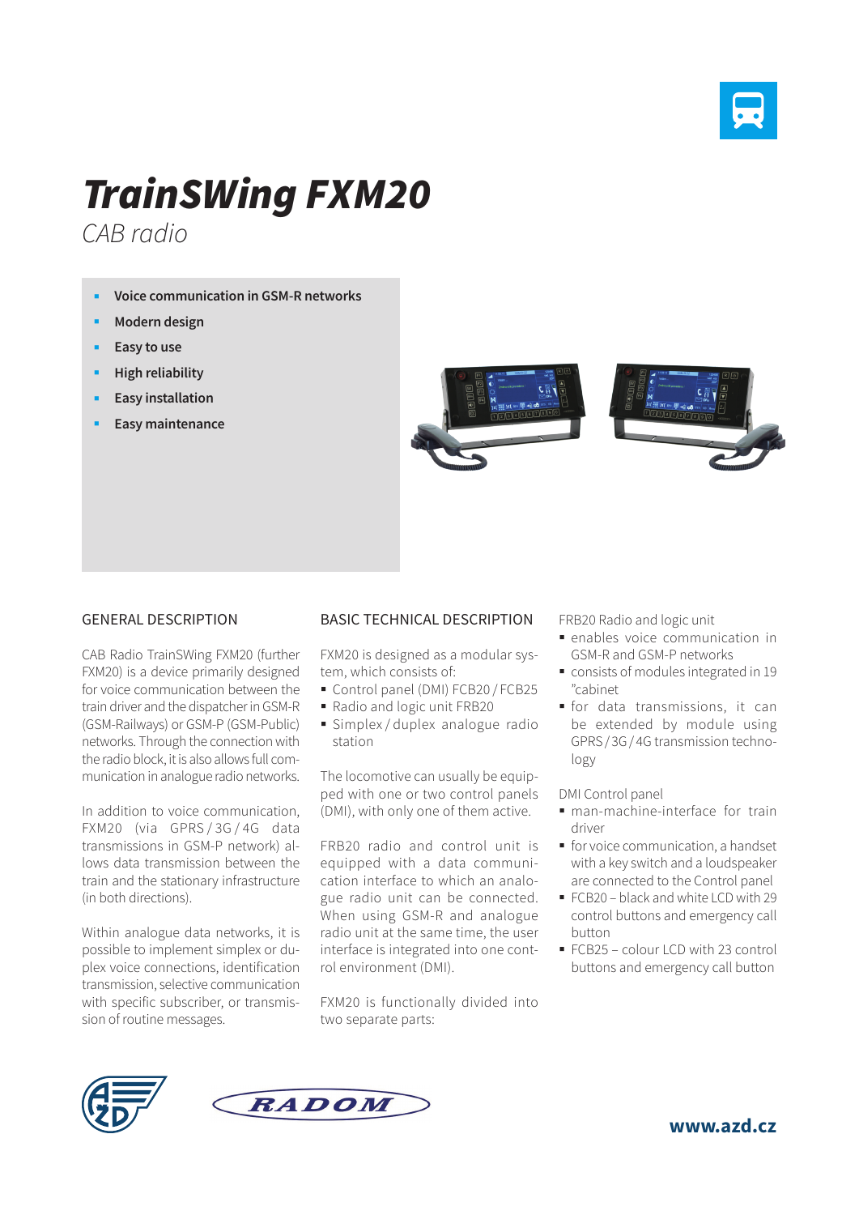# TrainSWing FXM20

*CAB radio*

- **Voice communication in GSM-R networks**
- **Modern design**
- **Easy to use**
- **High reliability**
- **Easy installation**
- **Easy maintenance**

## GENERAL DESCRIPTION

CAB Radio TrainSWing FXM20 (further FXM20) is a device primarily designed for voice communication between the train driver and the dispatcher in GSM-R (GSM-Railways) or GSM-P (GSM-Public) networks. Through the connection with the radio block, it is also allows full communication in analogue radio networks.

In addition to voice communication, FXM20 (via GPRS / 3G / 4G data transmissions in GSM-P network) allows data transmission between the train and the stationary infrastructure (in both directions).

Within analogue data networks, it is possible to implement simplex or duplex voice connections, identification transmission, selective communication with specific subscriber, or transmission of routine messages.

## BASIC TECHNICAL DESCRIPTION

FXM20 is designed as a modular system, which consists of:

- Control panel (DMI) FCB20 / FCB25
- Radio and logic unit FRB20
- Simplex / duplex analogue radio station

The locomotive can usually be equipped with one or two control panels (DMI), with only one of them active.

FRB20 radio and control unit is equipped with a data communication interface to which an analogue radio unit can be connected. When using GSM-R and analogue radio unit at the same time, the user interface is integrated into one control environment (DMI).

FXM20 is functionally divided into two separate parts:

FRB20 Radio and logic unit

- enables voice communication in GSM-R and GSM-P networks
- consists of modules integrated in 19 ”cabinet
- for data transmissions, it can be extended by module using GPRS / 3G / 4G transmission technology

DMI Control panel

- man-machine-interface for train driver
- for voice communication, a handset with a key switch and a loudspeaker are connected to the Control panel
- FCB20 – black and white LCD with 29 control buttons and emergency call button
- FCB25 – colour LCD with 23 control buttons and emergency call button

RADOM

**www.azd.cz**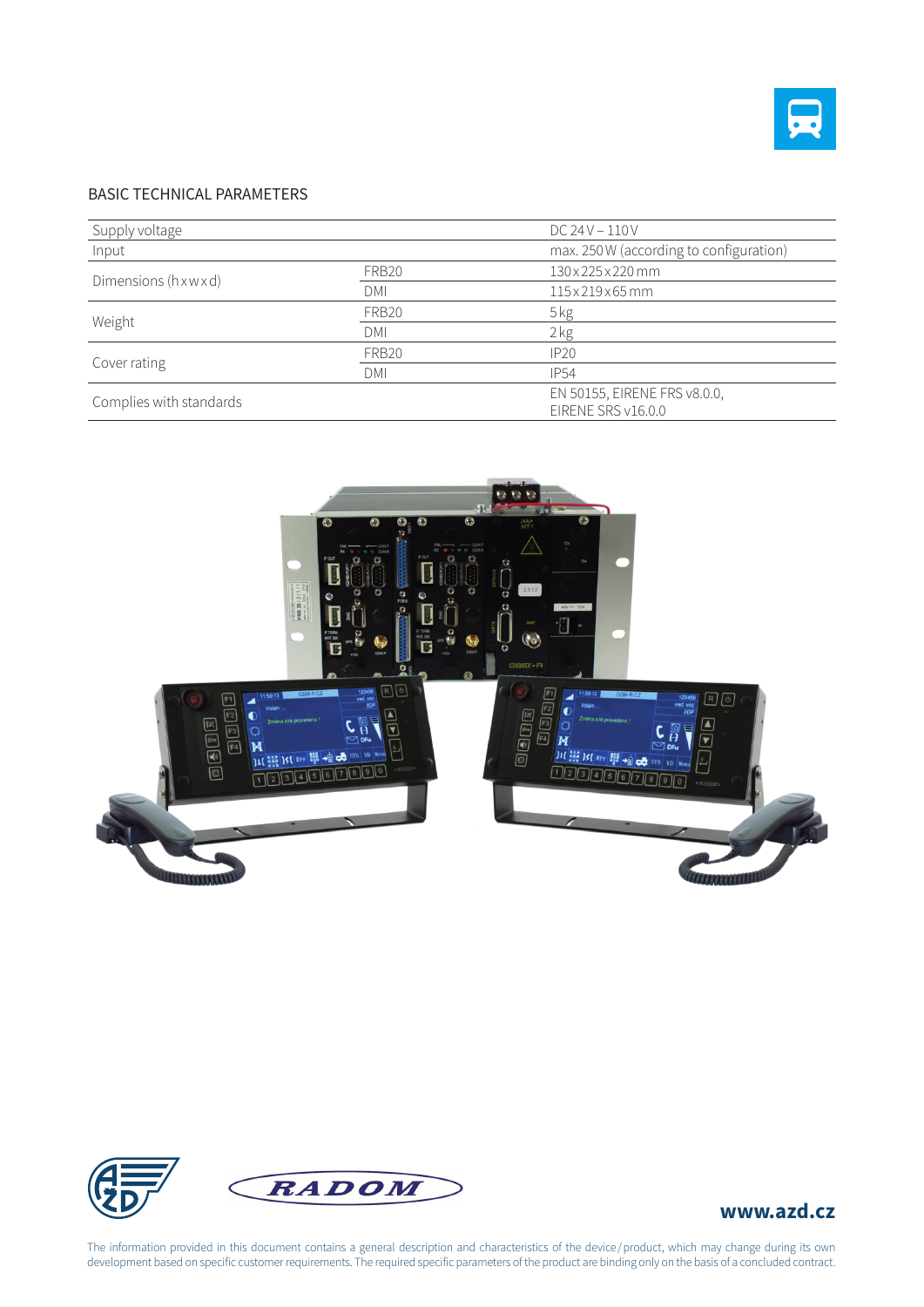## BASIC TECHNICAL PARAMETERS

| | | |
|---|---|---|
| Supply voltage | | DC 24 V – 110 V |
| Input | | max. 250 W (according to configuration) |
| Dimensions (h x w x d) | FRB20 | 130 x 225 x 220 mm |
| | DMI | 115 x 219 x 65 mm |
| Weight | FRB20 | 5 kg |
| | DMI | 2 kg |
| Cover rating | FRB20 | IP20 |
| | DMI | IP54 |
| Complies with standards | | EN 50155, EIRENE FRS v8.0.0, EIRENE SRS v16.0.0 |

**www.azd.cz**

The information provided in this document contains a general description and characteristics of the device/product, which may change during its own development based on specific customer requirements. The required specific parameters of the product are binding only on the basis of a concluded contract.